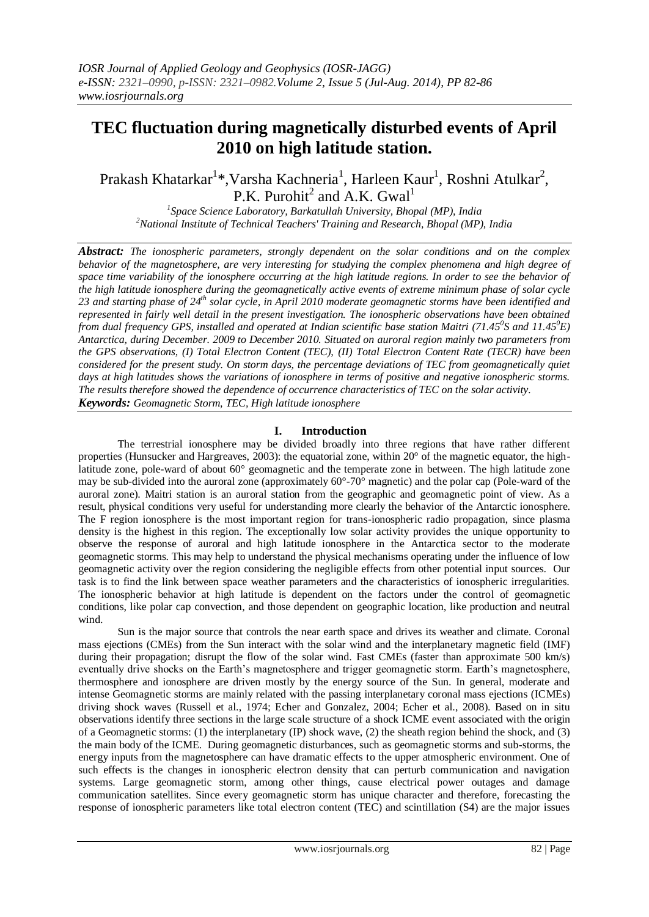# TEC fluctuation during magnetically disturbed events of April 2010 on high latitude station.

Prakash Khatarkar[1]*, Varsha Kachneria[1], Harleen Kaur[1], Roshni Atulkar[2], P.K. Purohit[2] and A.K. Gwal[1]

[1]Space Science Laboratory, Barkatullah University, Bhopal (MP), India
[2]National Institute of Technical Teachers' Training and Research, Bhopal (MP), India

***Abstract:*** *The ionospheric parameters, strongly dependent on the solar conditions and on the complex behavior of the magnetosphere, are very interesting for studying the complex phenomena and high degree of space time variability of the ionosphere occurring at the high latitude regions. In order to see the behavior of the high latitude ionosphere during the geomagnetically active events of extreme minimum phase of solar cycle 23 and starting phase of $24^{th}$ solar cycle, in April 2010 moderate geomagnetic storms have been identified and represented in fairly well detail in the present investigation. The ionospheric observations have been obtained from dual frequency GPS, installed and operated at Indian scientific base station Maitri ($71.45^0$S and $11.45^0$E) Antarctica, during December. 2009 to December 2010. Situated on auroral region mainly two parameters from the GPS observations, (I) Total Electron Content (TEC), (II) Total Electron Content Rate (TECR) have been considered for the present study. On storm days, the percentage deviations of TEC from geomagnetically quiet days at high latitudes shows the variations of ionosphere in terms of positive and negative ionospheric storms. The results therefore showed the dependence of occurrence characteristics of TEC on the solar activity.*

***Keywords:*** *Geomagnetic Storm, TEC, High latitude ionosphere*

## I. Introduction

The terrestrial ionosphere may be divided broadly into three regions that have rather different properties (Hunsucker and Hargreaves, 2003): the equatorial zone, within 20° of the magnetic equator, the high-latitude zone, pole-ward of about 60° geomagnetic and the temperate zone in between. The high latitude zone may be sub-divided into the auroral zone (approximately 60°-70° magnetic) and the polar cap (Pole-ward of the auroral zone). Maitri station is an auroral station from the geographic and geomagnetic point of view. As a result, physical conditions very useful for understanding more clearly the behavior of the Antarctic ionosphere. The F region ionosphere is the most important region for trans-ionospheric radio propagation, since plasma density is the highest in this region. The exceptionally low solar activity provides the unique opportunity to observe the response of auroral and high latitude ionosphere in the Antarctica sector to the moderate geomagnetic storms. This may help to understand the physical mechanisms operating under the influence of low geomagnetic activity over the region considering the negligible effects from other potential input sources. Our task is to find the link between space weather parameters and the characteristics of ionospheric irregularities. The ionospheric behavior at high latitude is dependent on the factors under the control of geomagnetic conditions, like polar cap convection, and those dependent on geographic location, like production and neutral wind.

Sun is the major source that controls the near earth space and drives its weather and climate. Coronal mass ejections (CMEs) from the Sun interact with the solar wind and the interplanetary magnetic field (IMF) during their propagation; disrupt the flow of the solar wind. Fast CMEs (faster than approximate 500 km/s) eventually drive shocks on the Earth's magnetosphere and trigger geomagnetic storm. Earth's magnetosphere, thermosphere and ionosphere are driven mostly by the energy source of the Sun. In general, moderate and intense Geomagnetic storms are mainly related with the passing interplanetary coronal mass ejections (ICMEs) driving shock waves (Russell et al., 1974; Echer and Gonzalez, 2004; Echer et al., 2008). Based on in situ observations identify three sections in the large scale structure of a shock ICME event associated with the origin of a Geomagnetic storms: (1) the interplanetary (IP) shock wave, (2) the sheath region behind the shock, and (3) the main body of the ICME. During geomagnetic disturbances, such as geomagnetic storms and sub-storms, the energy inputs from the magnetosphere can have dramatic effects to the upper atmospheric environment. One of such effects is the changes in ionospheric electron density that can perturb communication and navigation systems. Large geomagnetic storm, among other things, cause electrical power outages and damage communication satellites. Since every geomagnetic storm has unique character and therefore, forecasting the response of ionospheric parameters like total electron content (TEC) and scintillation (S4) are the major issues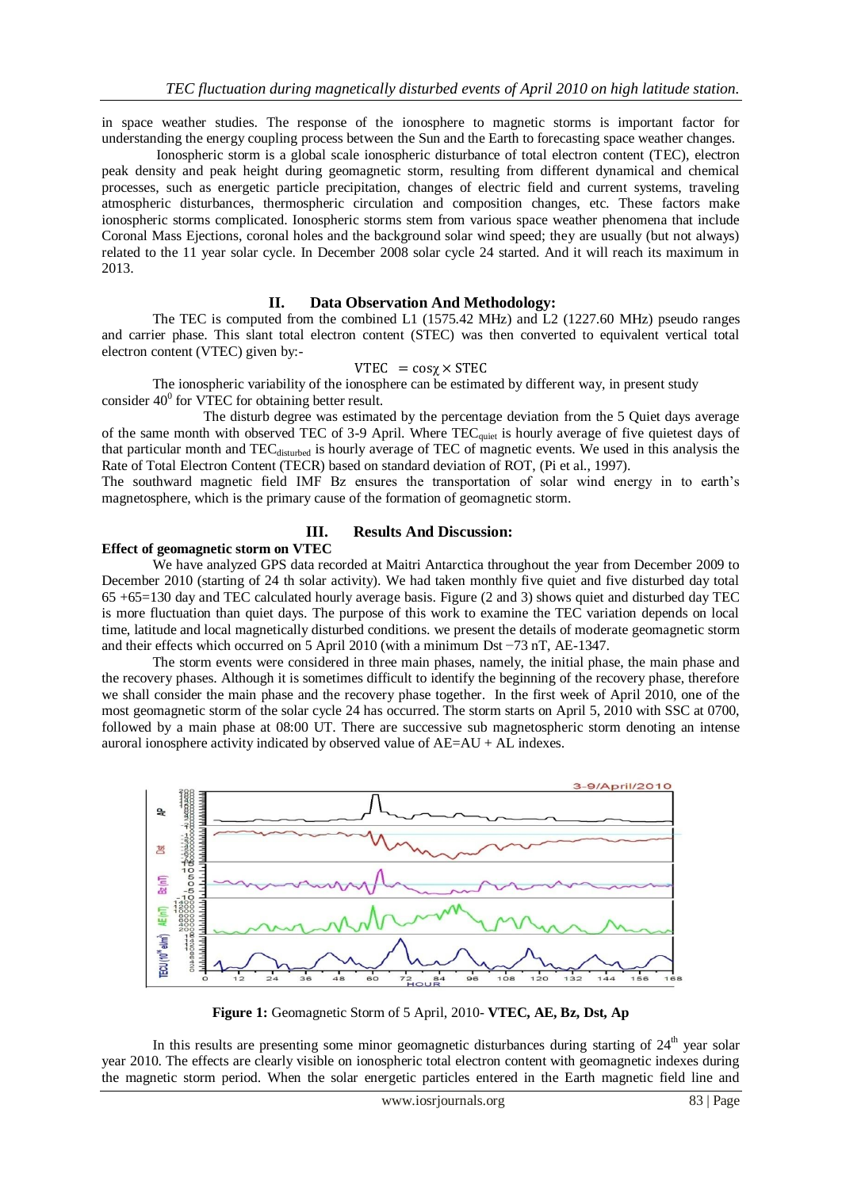in space weather studies. The response of the ionosphere to magnetic storms is important factor for understanding the energy coupling process between the Sun and the Earth to forecasting space weather changes.

Ionospheric storm is a global scale ionospheric disturbance of total electron content (TEC), electron peak density and peak height during geomagnetic storm, resulting from different dynamical and chemical processes, such as energetic particle precipitation, changes of electric field and current systems, traveling atmospheric disturbances, thermospheric circulation and composition changes, etc. These factors make ionospheric storms complicated. Ionospheric storms stem from various space weather phenomena that include Coronal Mass Ejections, coronal holes and the background solar wind speed; they are usually (but not always) related to the 11 year solar cycle. In December 2008 solar cycle 24 started. And it will reach its maximum in 2013.

## II. Data Observation And Methodology:

The TEC is computed from the combined L1 (1575.42 MHz) and L2 (1227.60 MHz) pseudo ranges and carrier phase. This slant total electron content (STEC) was then converted to equivalent vertical total electron content (VTEC) given by:-

$$\text{VTEC} = \cos\chi \times \text{STEC}$$

The ionospheric variability of the ionosphere can be estimated by different way, in present study consider $40^0$ for VTEC for obtaining better result.

The disturb degree was estimated by the percentage deviation from the 5 Quiet days average of the same month with observed TEC of 3-9 April. Where $TEC_{quiet}$ is hourly average of five quietest days of that particular month and $TEC_{disturbed}$ is hourly average of TEC of magnetic events. We used in this analysis the Rate of Total Electron Content (TECR) based on standard deviation of ROT, (Pi et al., 1997).

The southward magnetic field IMF Bz ensures the transportation of solar wind energy in to earth's magnetosphere, which is the primary cause of the formation of geomagnetic storm.

## III. Results And Discussion:

**Effect of geomagnetic storm on VTEC**

We have analyzed GPS data recorded at Maitri Antarctica throughout the year from December 2009 to December 2010 (starting of 24 th solar activity). We had taken monthly five quiet and five disturbed day total 65 +65=130 day and TEC calculated hourly average basis. Figure (2 and 3) shows quiet and disturbed day TEC is more fluctuation than quiet days. The purpose of this work to examine the TEC variation depends on local time, latitude and local magnetically disturbed conditions. we present the details of moderate geomagnetic storm and their effects which occurred on 5 April 2010 (with a minimum Dst −73 nT, AE-1347.

The storm events were considered in three main phases, namely, the initial phase, the main phase and the recovery phases. Although it is sometimes difficult to identify the beginning of the recovery phase, therefore we shall consider the main phase and the recovery phase together. In the first week of April 2010, one of the most geomagnetic storm of the solar cycle 24 has occurred. The storm starts on April 5, 2010 with SSC at 0700, followed by a main phase at 08:00 UT. There are successive sub magnetospheric storm denoting an intense auroral ionosphere activity indicated by observed value of AE=AU + AL indexes.

**Figure 1:** Geomagnetic Storm of 5 April, 2010- **VTEC, AE, Bz, Dst, Ap**

In this results are presenting some minor geomagnetic disturbances during starting of 24th year solar year 2010. The effects are clearly visible on ionospheric total electron content with geomagnetic indexes during the magnetic storm period. When the solar energetic particles entered in the Earth magnetic field line and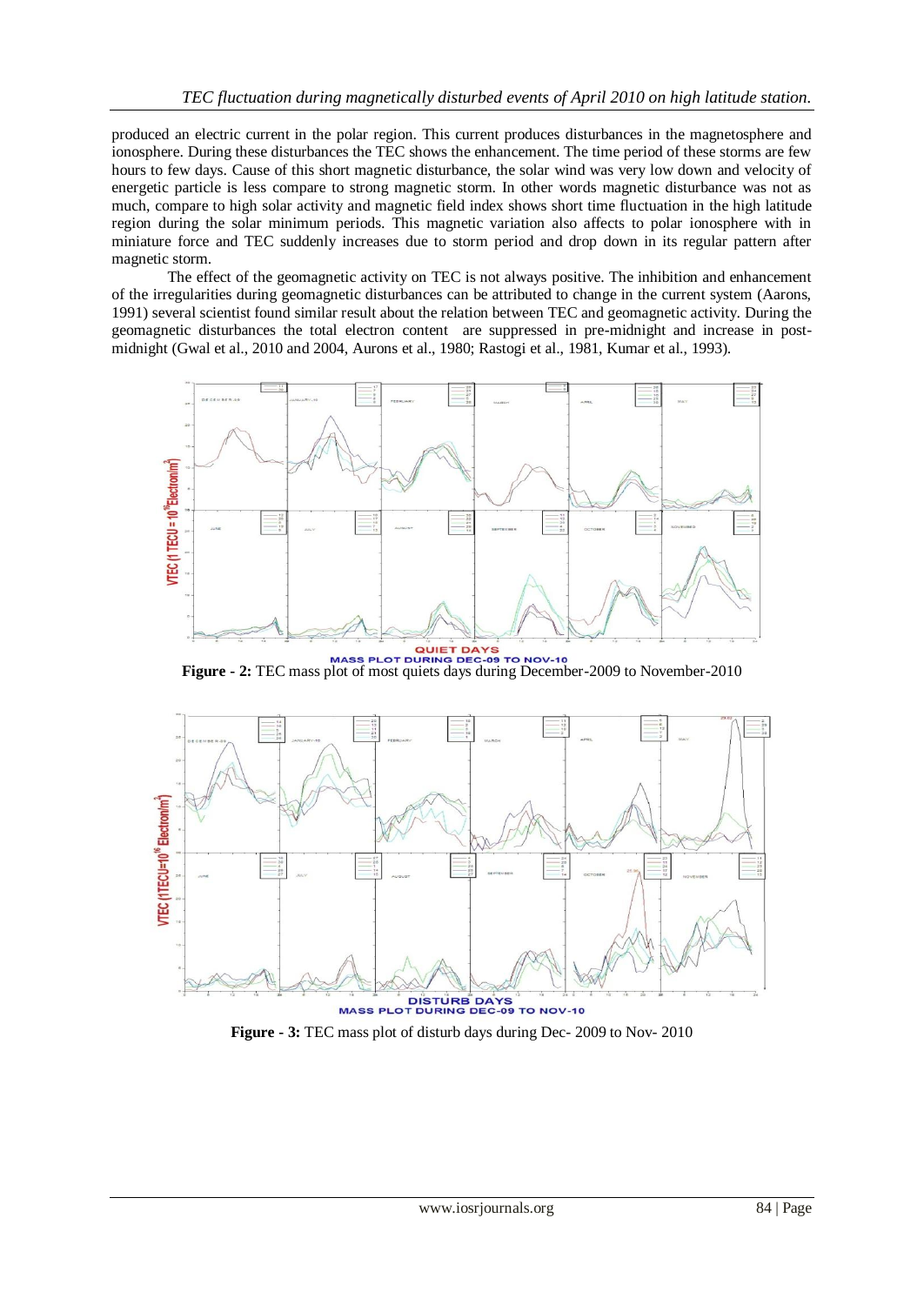produced an electric current in the polar region. This current produces disturbances in the magnetosphere and ionosphere. During these disturbances the TEC shows the enhancement. The time period of these storms are few hours to few days. Cause of this short magnetic disturbance, the solar wind was very low down and velocity of energetic particle is less compare to strong magnetic storm. In other words magnetic disturbance was not as much, compare to high solar activity and magnetic field index shows short time fluctuation in the high latitude region during the solar minimum periods. This magnetic variation also affects to polar ionosphere with in miniature force and TEC suddenly increases due to storm period and drop down in its regular pattern after magnetic storm.

The effect of the geomagnetic activity on TEC is not always positive. The inhibition and enhancement of the irregularities during geomagnetic disturbances can be attributed to change in the current system (Aarons, 1991) several scientist found similar result about the relation between TEC and geomagnetic activity. During the geomagnetic disturbances the total electron content are suppressed in pre-midnight and increase in post-midnight (Gwal et al., 2010 and 2004, Aurons et al., 1980; Rastogi et al., 1981, Kumar et al., 1993).

**Figure - 2:** TEC mass plot of most quiets days during December-2009 to November-2010

**Figure - 3:** TEC mass plot of disturb days during Dec- 2009 to Nov- 2010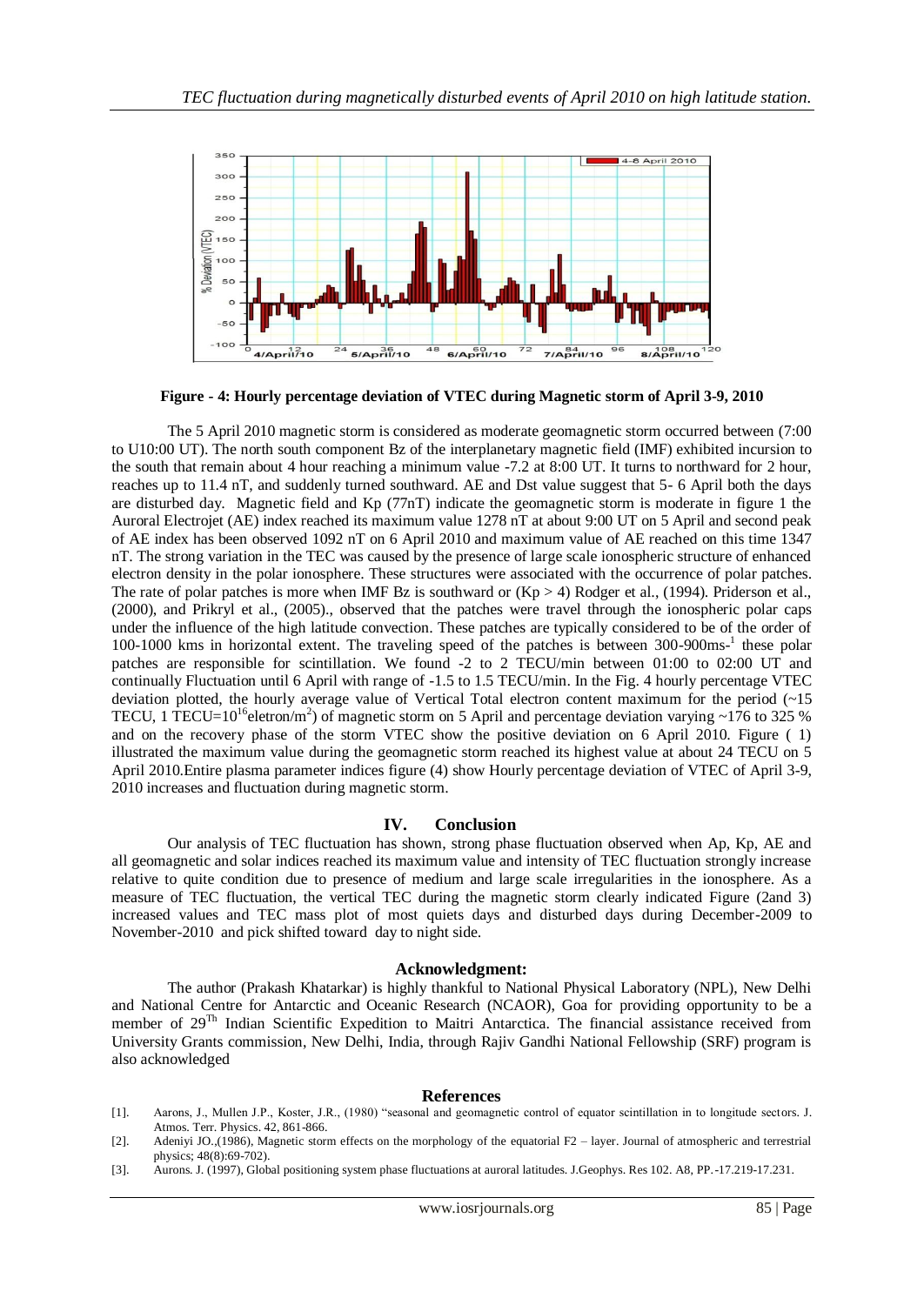**Figure - 4: Hourly percentage deviation of VTEC during Magnetic storm of April 3-9, 2010**

The 5 April 2010 magnetic storm is considered as moderate geomagnetic storm occurred between (7:00 to U10:00 UT). The north south component Bz of the interplanetary magnetic field (IMF) exhibited incursion to the south that remain about 4 hour reaching a minimum value -7.2 at 8:00 UT. It turns to northward for 2 hour, reaches up to 11.4 nT, and suddenly turned southward. AE and Dst value suggest that 5- 6 April both the days are disturbed day. Magnetic field and Kp (77nT) indicate the geomagnetic storm is moderate in figure 1 the Auroral Electrojet (AE) index reached its maximum value 1278 nT at about 9:00 UT on 5 April and second peak of AE index has been observed 1092 nT on 6 April 2010 and maximum value of AE reached on this time 1347 nT. The strong variation in the TEC was caused by the presence of large scale ionospheric structure of enhanced electron density in the polar ionosphere. These structures were associated with the occurrence of polar patches. The rate of polar patches is more when IMF Bz is southward or (Kp > 4) Rodger et al., (1994). Priderson et al., (2000), and Prikryl et al., (2005)., observed that the patches were travel through the ionospheric polar caps under the influence of the high latitude convection. These patches are typically considered to be of the order of 100-1000 kms in horizontal extent. The traveling speed of the patches is between 300-900ms-$^{1}$ these polar patches are responsible for scintillation. We found -2 to 2 TECU/min between 01:00 to 02:00 UT and continually Fluctuation until 6 April with range of -1.5 to 1.5 TECU/min. In the Fig. 4 hourly percentage VTEC deviation plotted, the hourly average value of Vertical Total electron content maximum for the period (~15 TECU, 1 TECU=$10^{16}$eletron/m$^{2}$) of magnetic storm on 5 April and percentage deviation varying ~176 to 325 % and on the recovery phase of the storm VTEC show the positive deviation on 6 April 2010. Figure ( 1) illustrated the maximum value during the geomagnetic storm reached its highest value at about 24 TECU on 5 April 2010.Entire plasma parameter indices figure (4) show Hourly percentage deviation of VTEC of April 3-9, 2010 increases and fluctuation during magnetic storm.

## IV. Conclusion

Our analysis of TEC fluctuation has shown, strong phase fluctuation observed when Ap, Kp, AE and all geomagnetic and solar indices reached its maximum value and intensity of TEC fluctuation strongly increase relative to quite condition due to presence of medium and large scale irregularities in the ionosphere. As a measure of TEC fluctuation, the vertical TEC during the magnetic storm clearly indicated Figure (2and 3) increased values and TEC mass plot of most quiets days and disturbed days during December-2009 to November-2010 and pick shifted toward day to night side.

## Acknowledgment:

The author (Prakash Khatarkar) is highly thankful to National Physical Laboratory (NPL), New Delhi and National Centre for Antarctic and Oceanic Research (NCAOR), Goa for providing opportunity to be a member of 29$^{Th}$ Indian Scientific Expedition to Maitri Antarctica. The financial assistance received from University Grants commission, New Delhi, India, through Rajiv Gandhi National Fellowship (SRF) program is also acknowledged

## References

[1]. Aarons, J., Mullen J.P., Koster, J.R., (1980) "seasonal and geomagnetic control of equator scintillation in to longitude sectors. J. Atmos. Terr. Physics. 42, 861-866.

[2]. Adeniyi JO.,(1986), Magnetic storm effects on the morphology of the equatorial F2 – layer. Journal of atmospheric and terrestrial physics; 48(8):69-702).

[3]. Aurons. J. (1997), Global positioning system phase fluctuations at auroral latitudes. J.Geophys. Res 102. A8, PP.-17.219-17.231.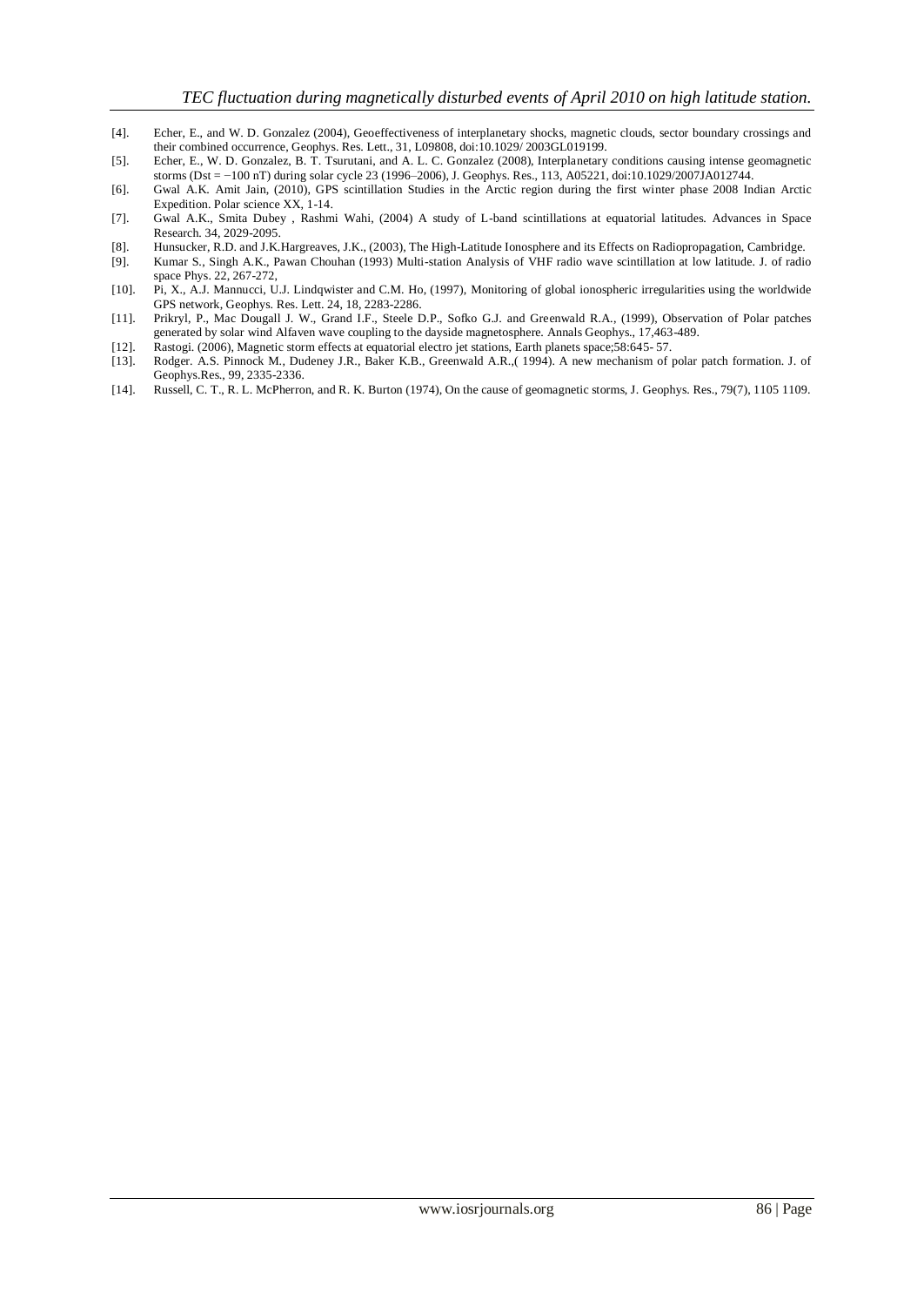[4]. Echer, E., and W. D. Gonzalez (2004), Geoeffectiveness of interplanetary shocks, magnetic clouds, sector boundary crossings and their combined occurrence, Geophys. Res. Lett., 31, L09808, doi:10.1029/ 2003GL019199.

[5]. Echer, E., W. D. Gonzalez, B. T. Tsurutani, and A. L. C. Gonzalez (2008), Interplanetary conditions causing intense geomagnetic storms (Dst = −100 nT) during solar cycle 23 (1996–2006), J. Geophys. Res., 113, A05221, doi:10.1029/2007JA012744.

[6]. Gwal A.K. Amit Jain, (2010), GPS scintillation Studies in the Arctic region during the first winter phase 2008 Indian Arctic Expedition. Polar science XX, 1-14.

[7]. Gwal A.K., Smita Dubey , Rashmi Wahi, (2004) A study of L-band scintillations at equatorial latitudes. Advances in Space Research. 34, 2029-2095.

[8]. Hunsucker, R.D. and J.K.Hargreaves, J.K., (2003), The High-Latitude Ionosphere and its Effects on Radiopropagation, Cambridge.

[9]. Kumar S., Singh A.K., Pawan Chouhan (1993) Multi-station Analysis of VHF radio wave scintillation at low latitude. J. of radio space Phys. 22, 267-272,

[10]. Pi, X., A.J. Mannucci, U.J. Lindqwister and C.M. Ho, (1997), Monitoring of global ionospheric irregularities using the worldwide GPS network, Geophys. Res. Lett. 24, 18, 2283-2286.

[11]. Prikryl, P., Mac Dougall J. W., Grand I.F., Steele D.P., Sofko G.J. and Greenwald R.A., (1999), Observation of Polar patches generated by solar wind Alfaven wave coupling to the dayside magnetosphere. Annals Geophys., 17,463-489.

[12]. Rastogi. (2006), Magnetic storm effects at equatorial electro jet stations, Earth planets space;58:645- 57.

[13]. Rodger. A.S. Pinnock M., Dudeney J.R., Baker K.B., Greenwald A.R.,( 1994). A new mechanism of polar patch formation. J. of Geophys.Res., 99, 2335-2336.

[14]. Russell, C. T., R. L. McPherron, and R. K. Burton (1974), On the cause of geomagnetic storms, J. Geophys. Res., 79(7), 1105 1109.